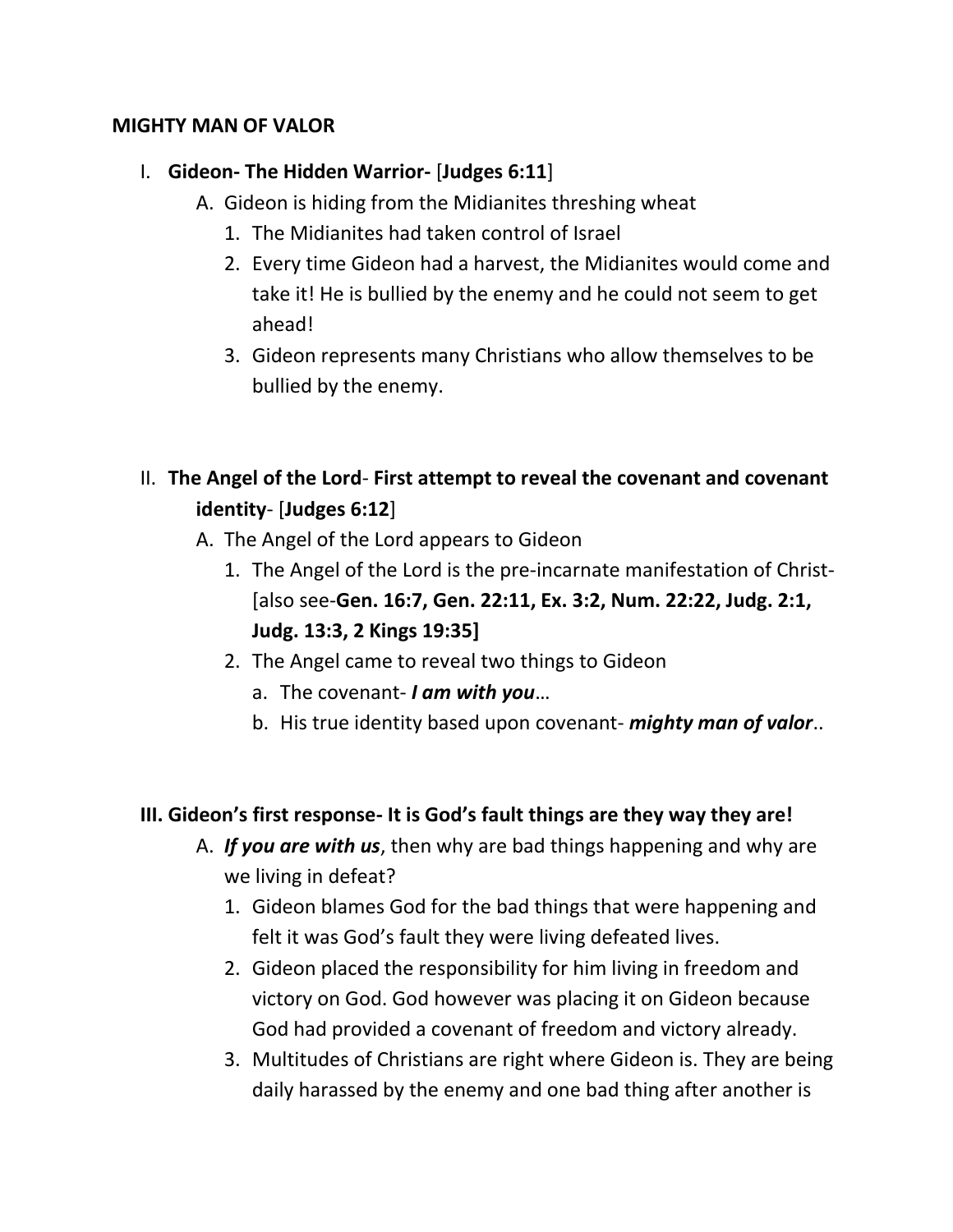**MIGHTY MAN OF VALOR**

I. **Gideon- The Hidden Warrior-** [**Judges 6:11**]
   A. Gideon is hiding from the Midianites threshing wheat
      1. The Midianites had taken control of Israel
      2. Every time Gideon had a harvest, the Midianites would come and take it! He is bullied by the enemy and he could not seem to get ahead!
      3. Gideon represents many Christians who allow themselves to be bullied by the enemy.

II. **The Angel of the Lord**- **First attempt to reveal the covenant and covenant identity**- [**Judges 6:12**]
   A. The Angel of the Lord appears to Gideon
      1. The Angel of the Lord is the pre-incarnate manifestation of Christ- [also see-**Gen. 16:7, Gen. 22:11, Ex. 3:2, Num. 22:22, Judg. 2:1, Judg. 13:3, 2 Kings 19:35]**
      2. The Angel came to reveal two things to Gideon
         a. The covenant- ***I am with you***…
         b. His true identity based upon covenant- ***mighty man of valor***..

**III. Gideon's first response- It is God's fault things are they way they are!**
   A. ***If you are with us***, then why are bad things happening and why are we living in defeat?
      1. Gideon blames God for the bad things that were happening and felt it was God's fault they were living defeated lives.
      2. Gideon placed the responsibility for him living in freedom and victory on God. God however was placing it on Gideon because God had provided a covenant of freedom and victory already.
      3. Multitudes of Christians are right where Gideon is. They are being daily harassed by the enemy and one bad thing after another is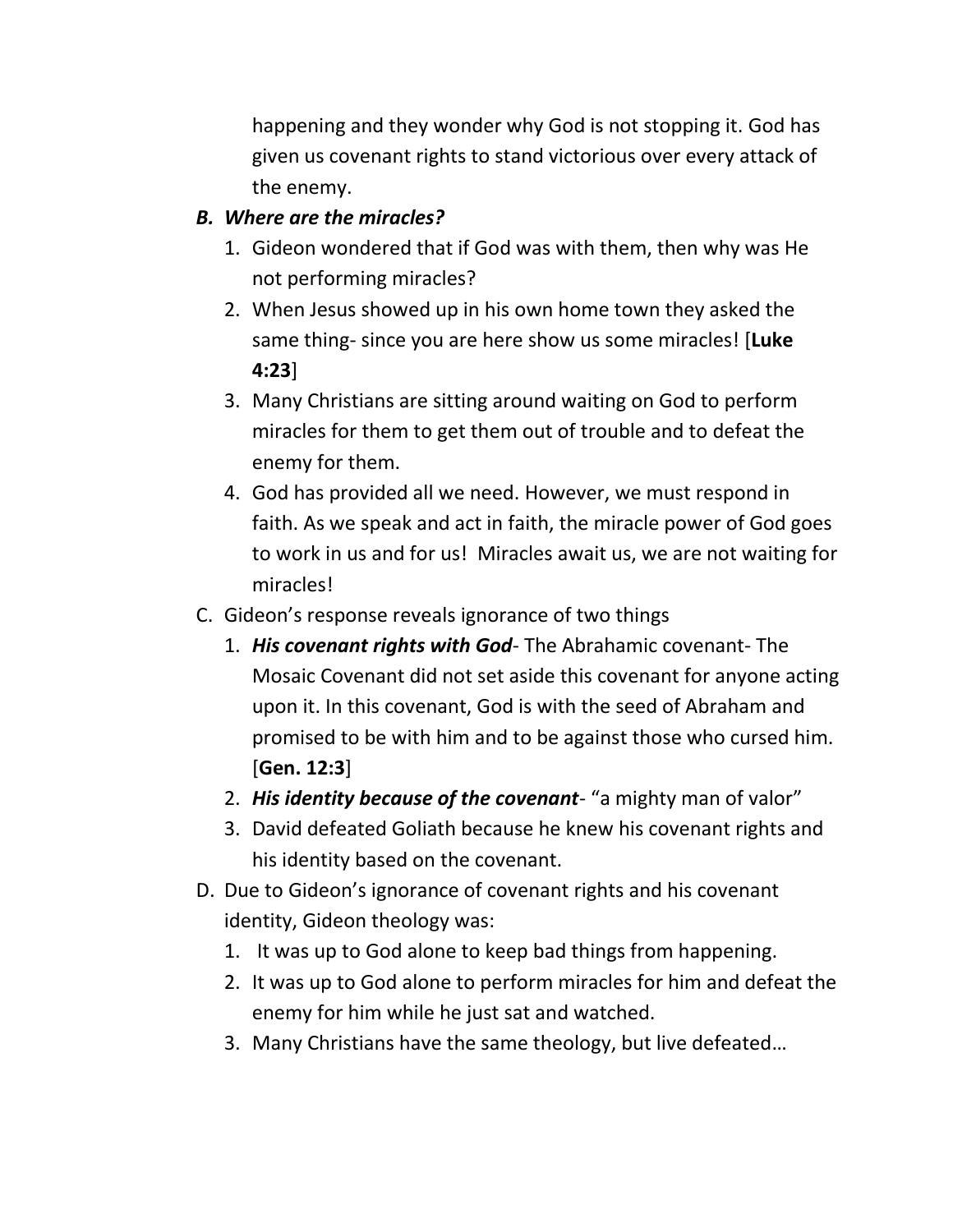happening and they wonder why God is not stopping it. God has given us covenant rights to stand victorious over every attack of the enemy.

B. ***Where are the miracles?***
   1. Gideon wondered that if God was with them, then why was He not performing miracles?
   2. When Jesus showed up in his own home town they asked the same thing- since you are here show us some miracles! [**Luke 4:23**]
   3. Many Christians are sitting around waiting on God to perform miracles for them to get them out of trouble and to defeat the enemy for them.
   4. God has provided all we need. However, we must respond in faith. As we speak and act in faith, the miracle power of God goes to work in us and for us! Miracles await us, we are not waiting for miracles!

C. Gideon's response reveals ignorance of two things
   1. ***His covenant rights with God***- The Abrahamic covenant- The Mosaic Covenant did not set aside this covenant for anyone acting upon it. In this covenant, God is with the seed of Abraham and promised to be with him and to be against those who cursed him. [**Gen. 12:3**]
   2. ***His identity because of the covenant***- "a mighty man of valor"
   3. David defeated Goliath because he knew his covenant rights and his identity based on the covenant.

D. Due to Gideon's ignorance of covenant rights and his covenant identity, Gideon theology was:
   1. It was up to God alone to keep bad things from happening.
   2. It was up to God alone to perform miracles for him and defeat the enemy for him while he just sat and watched.
   3. Many Christians have the same theology, but live defeated…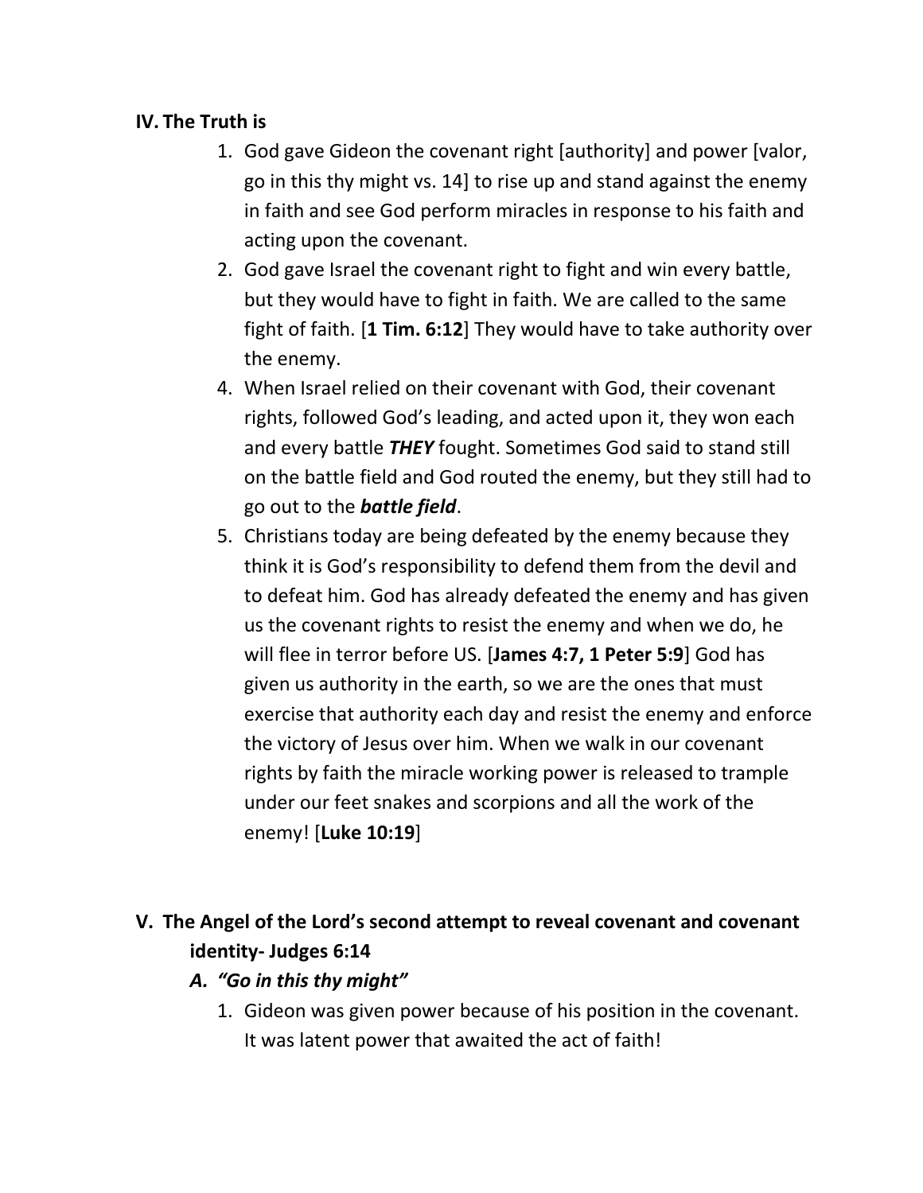**IV. The Truth is**

1. God gave Gideon the covenant right [authority] and power [valor, go in this thy might vs. 14] to rise up and stand against the enemy in faith and see God perform miracles in response to his faith and acting upon the covenant.
2. God gave Israel the covenant right to fight and win every battle, but they would have to fight in faith. We are called to the same fight of faith. [**1 Tim. 6:12**] They would have to take authority over the enemy.
4. When Israel relied on their covenant with God, their covenant rights, followed God's leading, and acted upon it, they won each and every battle ***THEY*** fought. Sometimes God said to stand still on the battle field and God routed the enemy, but they still had to go out to the ***battle field***.
5. Christians today are being defeated by the enemy because they think it is God's responsibility to defend them from the devil and to defeat him. God has already defeated the enemy and has given us the covenant rights to resist the enemy and when we do, he will flee in terror before US. [**James 4:7, 1 Peter 5:9**] God has given us authority in the earth, so we are the ones that must exercise that authority each day and resist the enemy and enforce the victory of Jesus over him. When we walk in our covenant rights by faith the miracle working power is released to trample under our feet snakes and scorpions and all the work of the enemy! [**Luke 10:19**]

**V. The Angel of the Lord's second attempt to reveal covenant and covenant identity- Judges 6:14**

***A. "Go in this thy might"***

1. Gideon was given power because of his position in the covenant. It was latent power that awaited the act of faith!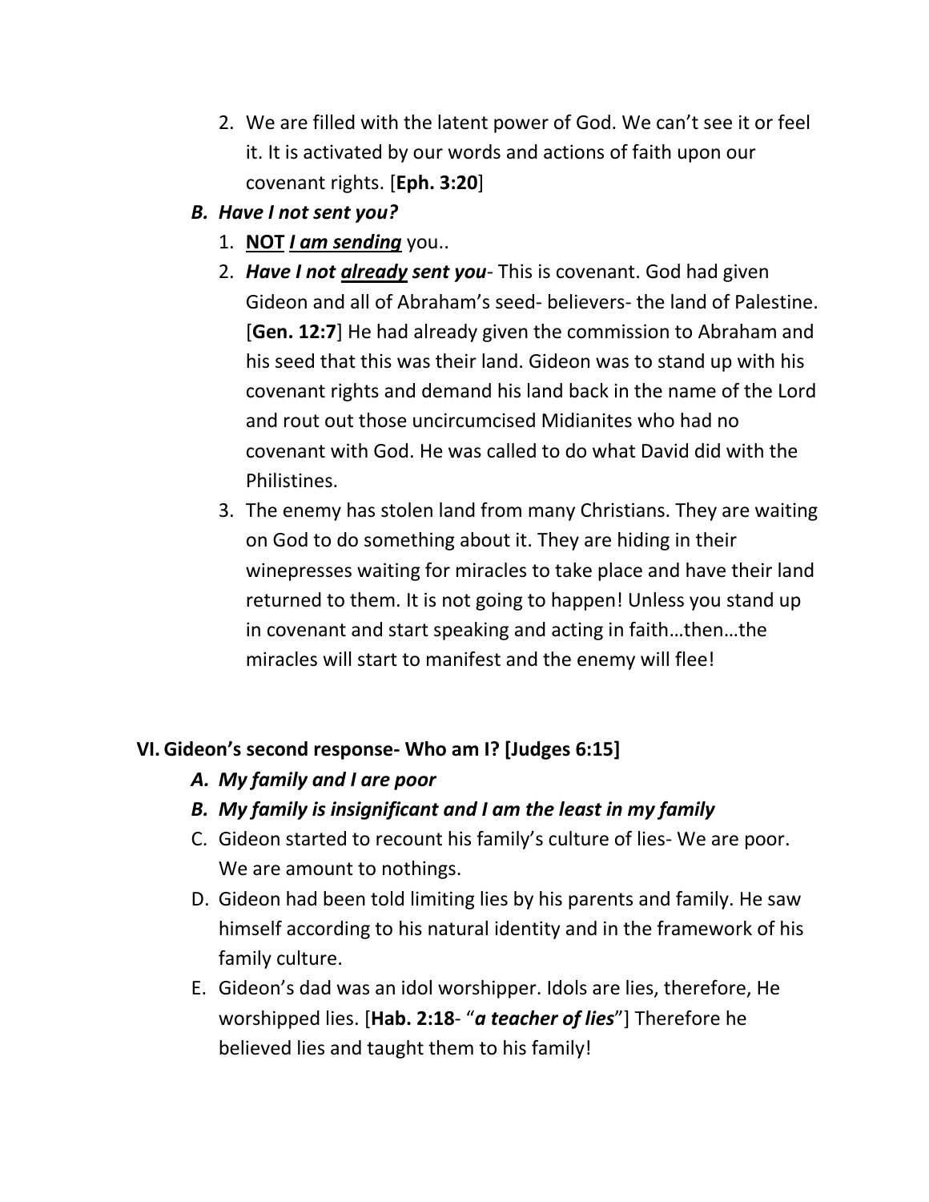2. We are filled with the latent power of God. We can't see it or feel it. It is activated by our words and actions of faith upon our covenant rights. [**Eph. 3:20**]

***B. Have I not sent you?***

1. **NOT** ***I am sending*** you..
2. ***Have I not already sent you***- This is covenant. God had given Gideon and all of Abraham's seed- believers- the land of Palestine. [**Gen. 12:7**] He had already given the commission to Abraham and his seed that this was their land. Gideon was to stand up with his covenant rights and demand his land back in the name of the Lord and rout out those uncircumcised Midianites who had no covenant with God. He was called to do what David did with the Philistines.
3. The enemy has stolen land from many Christians. They are waiting on God to do something about it. They are hiding in their winepresses waiting for miracles to take place and have their land returned to them. It is not going to happen! Unless you stand up in covenant and start speaking and acting in faith…then…the miracles will start to manifest and the enemy will flee!

## VI. Gideon's second response- Who am I? [Judges 6:15]

***A. My family and I are poor***

***B. My family is insignificant and I am the least in my family***

C. Gideon started to recount his family's culture of lies- We are poor. We are amount to nothings.

D. Gideon had been told limiting lies by his parents and family. He saw himself according to his natural identity and in the framework of his family culture.

E. Gideon's dad was an idol worshipper. Idols are lies, therefore, He worshipped lies. [**Hab. 2:18**- "***a teacher of lies***"] Therefore he believed lies and taught them to his family!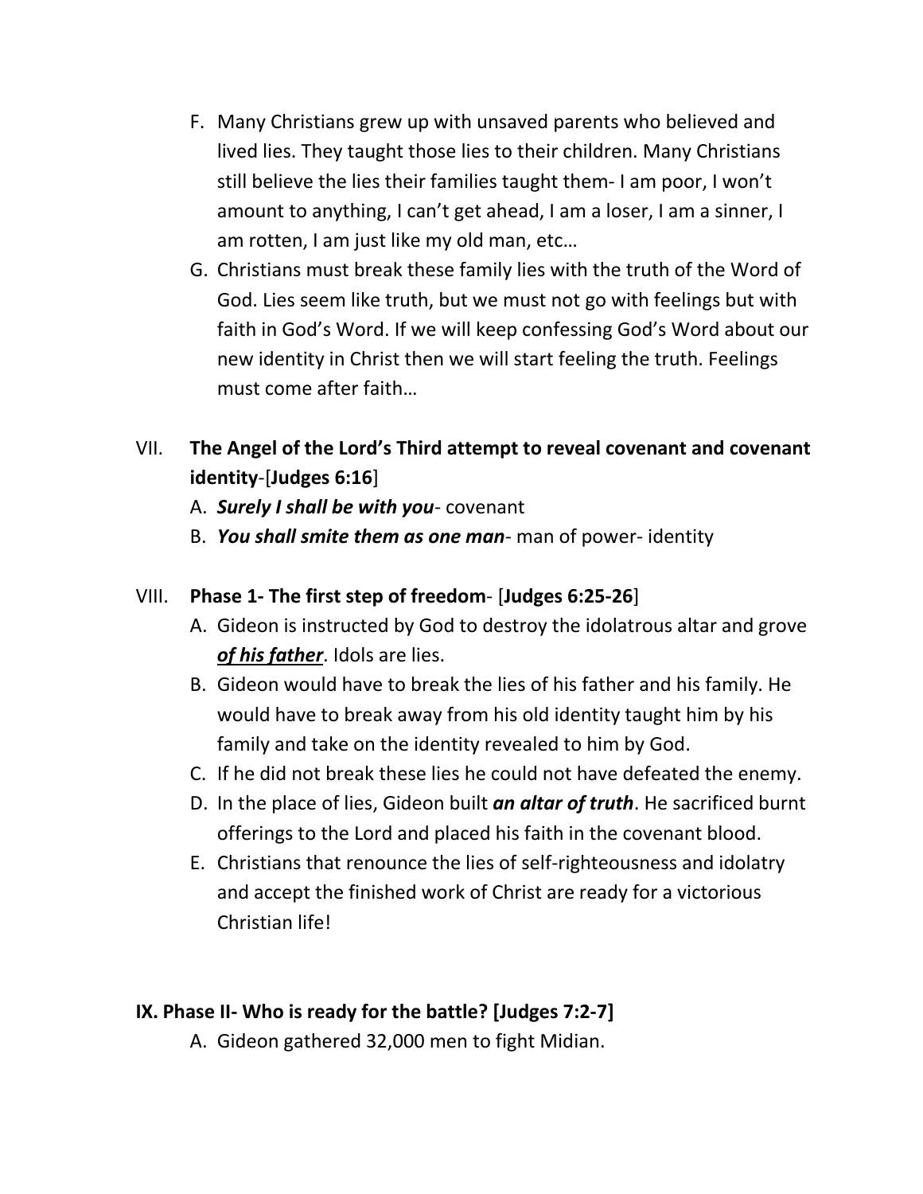F. Many Christians grew up with unsaved parents who believed and lived lies. They taught those lies to their children. Many Christians still believe the lies their families taught them- I am poor, I won't amount to anything, I can't get ahead, I am a loser, I am a sinner, I am rotten, I am just like my old man, etc…

G. Christians must break these family lies with the truth of the Word of God. Lies seem like truth, but we must not go with feelings but with faith in God's Word. If we will keep confessing God's Word about our new identity in Christ then we will start feeling the truth. Feelings must come after faith…

VII. **The Angel of the Lord's Third attempt to reveal covenant and covenant identity**-[**Judges 6:16**]

A. ***Surely I shall be with you***- covenant

B. ***You shall smite them as one man***- man of power- identity

VIII. **Phase 1- The first step of freedom**- [**Judges 6:25-26**]

A. Gideon is instructed by God to destroy the idolatrous altar and grove <u>***of his father***</u>. Idols are lies.

B. Gideon would have to break the lies of his father and his family. He would have to break away from his old identity taught him by his family and take on the identity revealed to him by God.

C. If he did not break these lies he could not have defeated the enemy.

D. In the place of lies, Gideon built ***an altar of truth***. He sacrificed burnt offerings to the Lord and placed his faith in the covenant blood.

E. Christians that renounce the lies of self-righteousness and idolatry and accept the finished work of Christ are ready for a victorious Christian life!

**IX. Phase II- Who is ready for the battle? [Judges 7:2-7]**

A. Gideon gathered 32,000 men to fight Midian.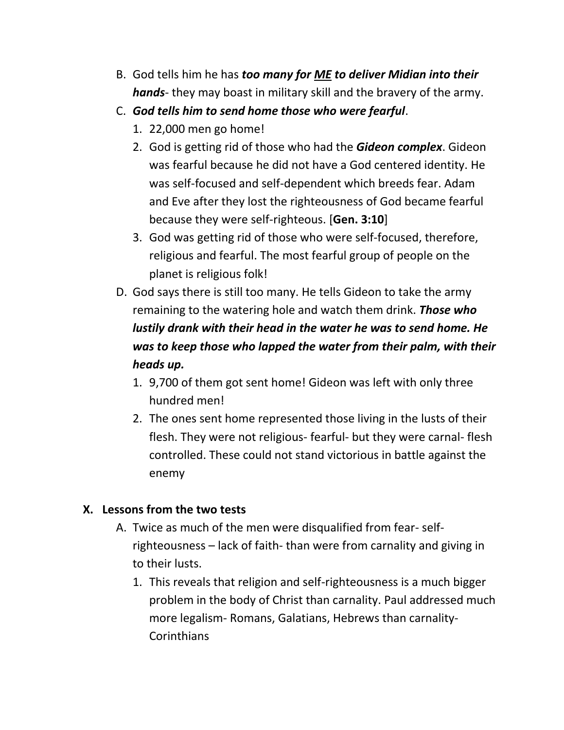B. God tells him he has ***too many for <u>ME</u> to deliver Midian into their hands***- they may boast in military skill and the bravery of the army.

C. ***God tells him to send home those who were fearful***.

   1. 22,000 men go home!
   2. God is getting rid of those who had the ***Gideon complex***. Gideon was fearful because he did not have a God centered identity. He was self-focused and self-dependent which breeds fear. Adam and Eve after they lost the righteousness of God became fearful because they were self-righteous. [**Gen. 3:10**]
   3. God was getting rid of those who were self-focused, therefore, religious and fearful. The most fearful group of people on the planet is religious folk!

D. God says there is still too many. He tells Gideon to take the army remaining to the watering hole and watch them drink. ***Those who lustily drank with their head in the water he was to send home. He was to keep those who lapped the water from their palm, with their heads up.***

   1. 9,700 of them got sent home! Gideon was left with only three hundred men!
   2. The ones sent home represented those living in the lusts of their flesh. They were not religious- fearful- but they were carnal- flesh controlled. These could not stand victorious in battle against the enemy

## X. Lessons from the two tests

A. Twice as much of the men were disqualified from fear- self-righteousness – lack of faith- than were from carnality and giving in to their lusts.

   1. This reveals that religion and self-righteousness is a much bigger problem in the body of Christ than carnality. Paul addressed much more legalism- Romans, Galatians, Hebrews than carnality- Corinthians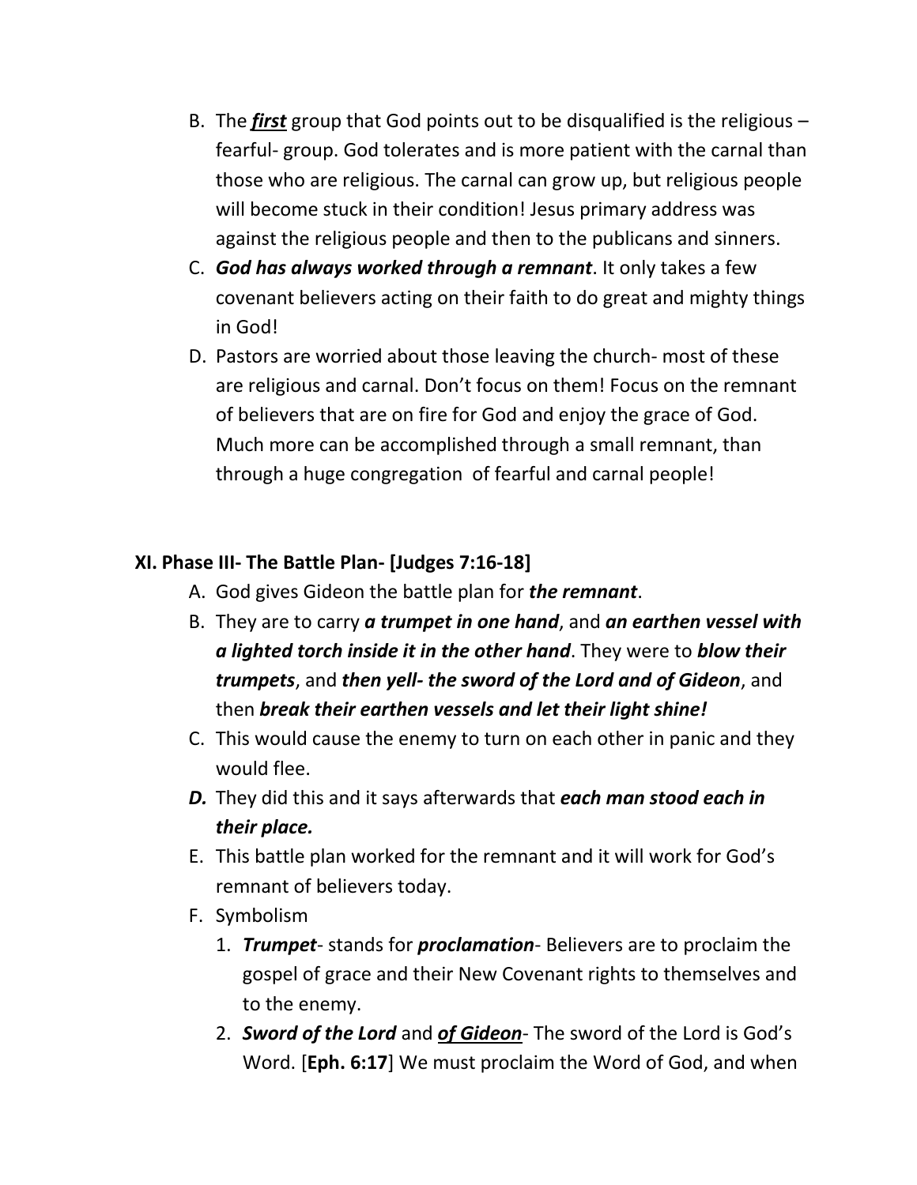B. The ***first*** group that God points out to be disqualified is the religious – fearful- group. God tolerates and is more patient with the carnal than those who are religious. The carnal can grow up, but religious people will become stuck in their condition! Jesus primary address was against the religious people and then to the publicans and sinners.

C. ***God has always worked through a remnant***. It only takes a few covenant believers acting on their faith to do great and mighty things in God!

D. Pastors are worried about those leaving the church- most of these are religious and carnal. Don't focus on them! Focus on the remnant of believers that are on fire for God and enjoy the grace of God. Much more can be accomplished through a small remnant, than through a huge congregation of fearful and carnal people!

## XI. Phase III- The Battle Plan- [Judges 7:16-18]

A. God gives Gideon the battle plan for ***the remnant***.

B. They are to carry ***a trumpet in one hand***, and ***an earthen vessel with a lighted torch inside it in the other hand***. They were to ***blow their trumpets***, and ***then yell- the sword of the Lord and of Gideon***, and then ***break their earthen vessels and let their light shine!***

C. This would cause the enemy to turn on each other in panic and they would flee.

***D.*** They did this and it says afterwards that ***each man stood each in their place.***

E. This battle plan worked for the remnant and it will work for God's remnant of believers today.

F. Symbolism

1. ***Trumpet***- stands for ***proclamation***- Believers are to proclaim the gospel of grace and their New Covenant rights to themselves and to the enemy.
2. ***Sword of the Lord*** and ***of Gideon***- The sword of the Lord is God's Word. [**Eph. 6:17**] We must proclaim the Word of God, and when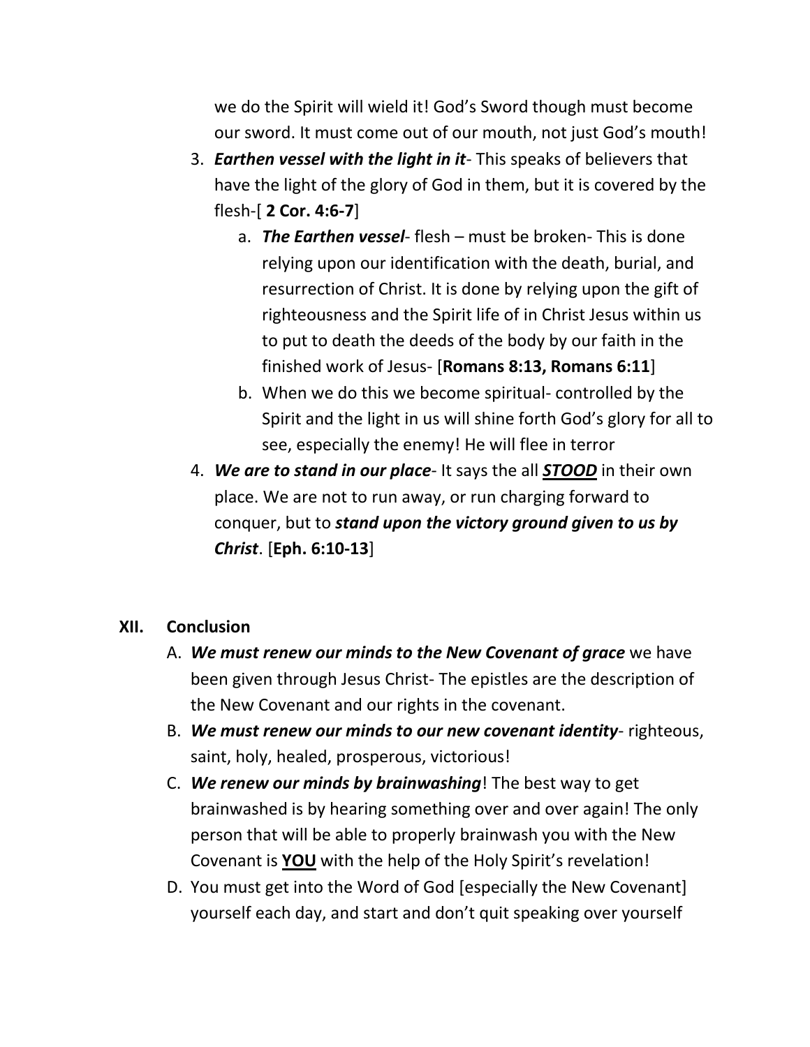we do the Spirit will wield it! God's Sword though must become our sword. It must come out of our mouth, not just God's mouth!

3. ***Earthen vessel with the light in it***- This speaks of believers that have the light of the glory of God in them, but it is covered by the flesh-[ **2 Cor. 4:6-7**]
   a. ***The Earthen vessel***- flesh – must be broken- This is done relying upon our identification with the death, burial, and resurrection of Christ. It is done by relying upon the gift of righteousness and the Spirit life of in Christ Jesus within us to put to death the deeds of the body by our faith in the finished work of Jesus- [**Romans 8:13, Romans 6:11**]
   b. When we do this we become spiritual- controlled by the Spirit and the light in us will shine forth God's glory for all to see, especially the enemy! He will flee in terror
4. ***We are to stand in our place***- It says the all ***<u>STOOD</u>*** in their own place. We are not to run away, or run charging forward to conquer, but to ***stand upon the victory ground given to us by Christ***. [**Eph. 6:10-13**]

## XII. Conclusion

A. ***We must renew our minds to the New Covenant of grace*** we have been given through Jesus Christ- The epistles are the description of the New Covenant and our rights in the covenant.

B. ***We must renew our minds to our new covenant identity***- righteous, saint, holy, healed, prosperous, victorious!

C. ***We renew our minds by brainwashing***! The best way to get brainwashed is by hearing something over and over again! The only person that will be able to properly brainwash you with the New Covenant is **<u>YOU</u>** with the help of the Holy Spirit's revelation!

D. You must get into the Word of God [especially the New Covenant] yourself each day, and start and don't quit speaking over yourself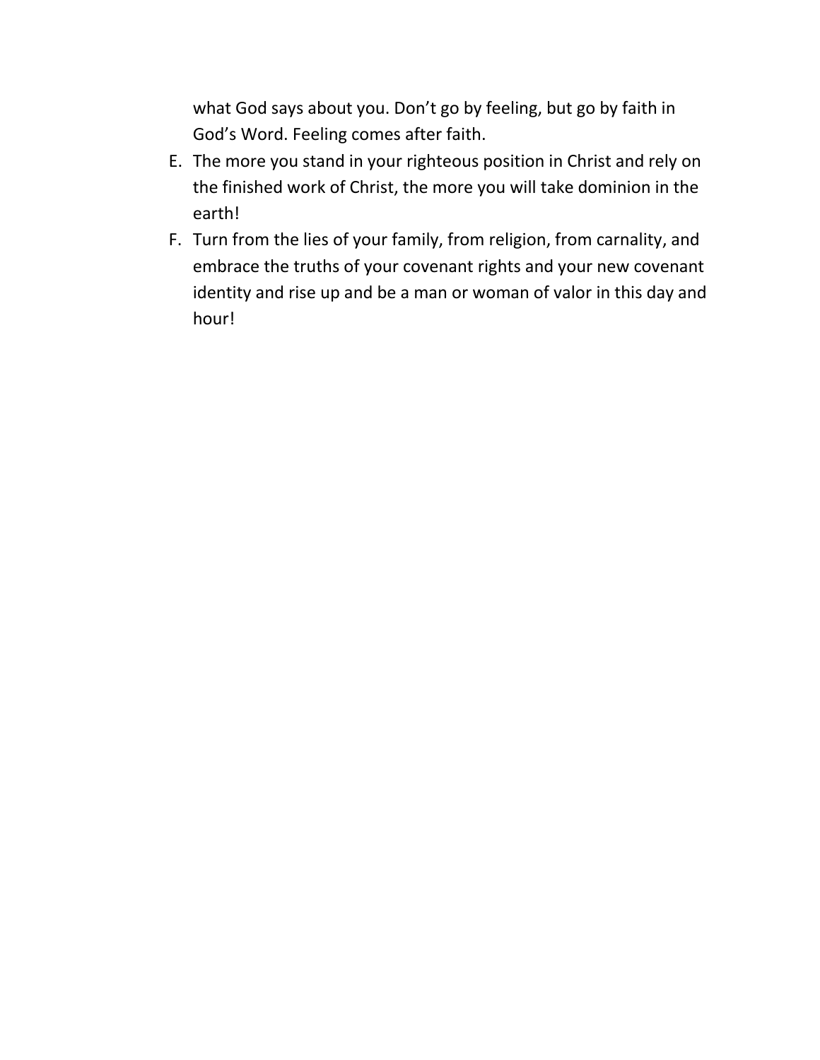what God says about you. Don't go by feeling, but go by faith in God's Word. Feeling comes after faith.

E. The more you stand in your righteous position in Christ and rely on the finished work of Christ, the more you will take dominion in the earth!

F. Turn from the lies of your family, from religion, from carnality, and embrace the truths of your covenant rights and your new covenant identity and rise up and be a man or woman of valor in this day and hour!